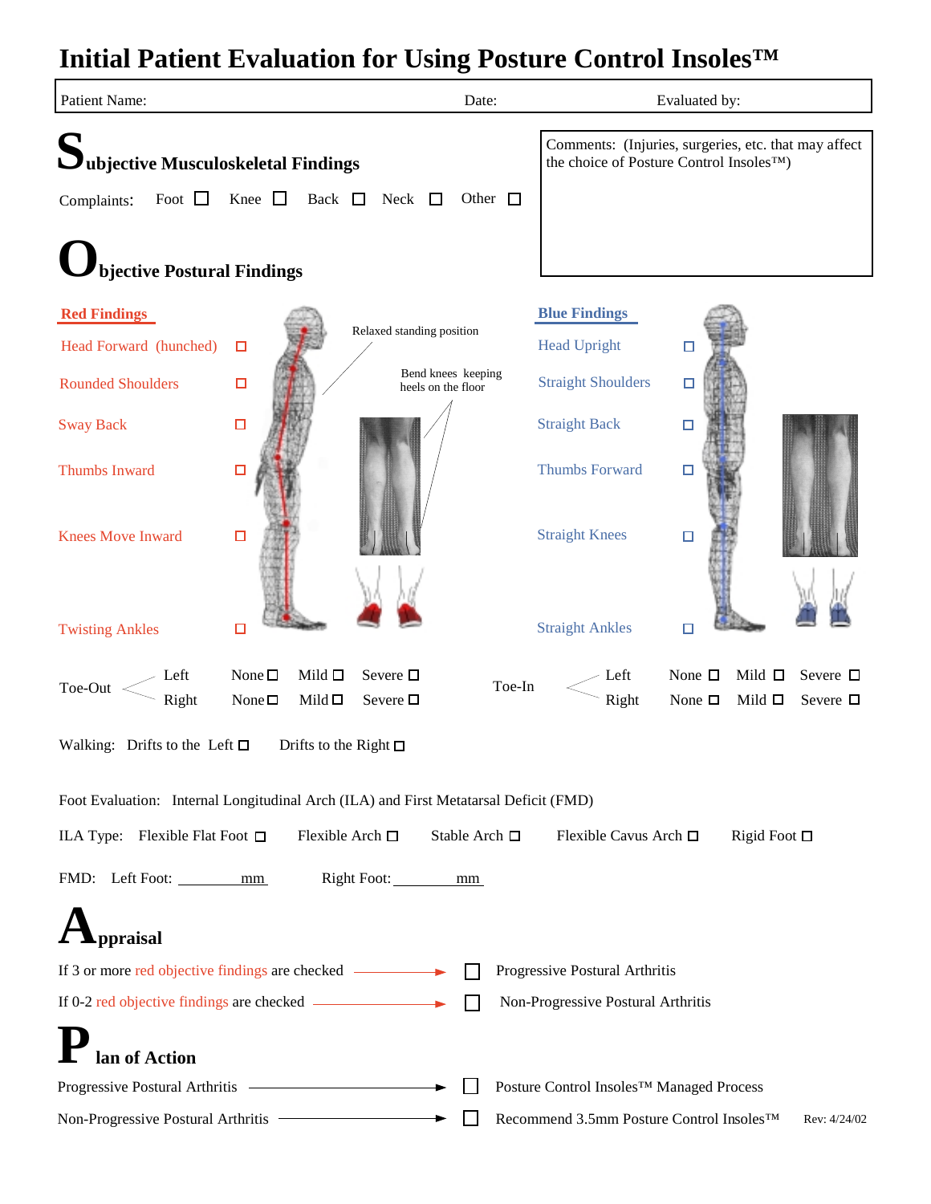# Initial Patient Evaluation for Using Posture Control Insoles™

Patient Name: Date: Evaluated by:

## Subjective Musculoskeletal Findings

Complaints: Foot ☐ Knee ☐ Back ☐ Neck ☐ Other ☐

Comments: (Injuries, surgeries, etc. that may affect the choice of Posture Control Insoles™)

## Objective Postural Findings

Relaxed standing position

Bend knees keeping heels on the floor

| Red Findings | | Blue Findings | |
|---|---|---|---|
| Head Forward (hunched) | ☐ | Head Upright | ☐ |
| Rounded Shoulders | ☐ | Straight Shoulders | ☐ |
| Sway Back | ☐ | Straight Back | ☐ |
| Thumbs Inward | ☐ | Thumbs Forward | ☐ |
| Knees Move Inward | ☐ | Straight Knees | ☐ |
| Twisting Ankles | ☐ | Straight Ankles | ☐ |

| | | | | | | | | | |
|---|---|---|---|---|---|---|---|---|---|
| Toe-Out | Left | None ☐ | Mild ☐ | Severe ☐ | Toe-In | Left | None ☐ | Mild ☐ | Severe ☐ |
| | Right | None ☐ | Mild ☐ | Severe ☐ | | Right | None ☐ | Mild ☐ | Severe ☐ |

Walking: Drifts to the Left ☐ Drifts to the Right ☐

Foot Evaluation: Internal Longitudinal Arch (ILA) and First Metatarsal Deficit (FMD)

ILA Type: Flexible Flat Foot ☐ Flexible Arch ☐ Stable Arch ☐ Flexible Cavus Arch ☐ Rigid Foot ☐

FMD: Left Foot: ________ mm Right Foot: ________ mm

## Appraisal

If 3 or more red objective findings are checked → ☐ Progressive Postural Arthritis

If 0-2 red objective findings are checked → ☐ Non-Progressive Postural Arthritis

## Plan of Action

Progressive Postural Arthritis → ☐ Posture Control Insoles™ Managed Process

Non-Progressive Postural Arthritis → ☐ Recommend 3.5mm Posture Control Insoles™

Rev: 4/24/02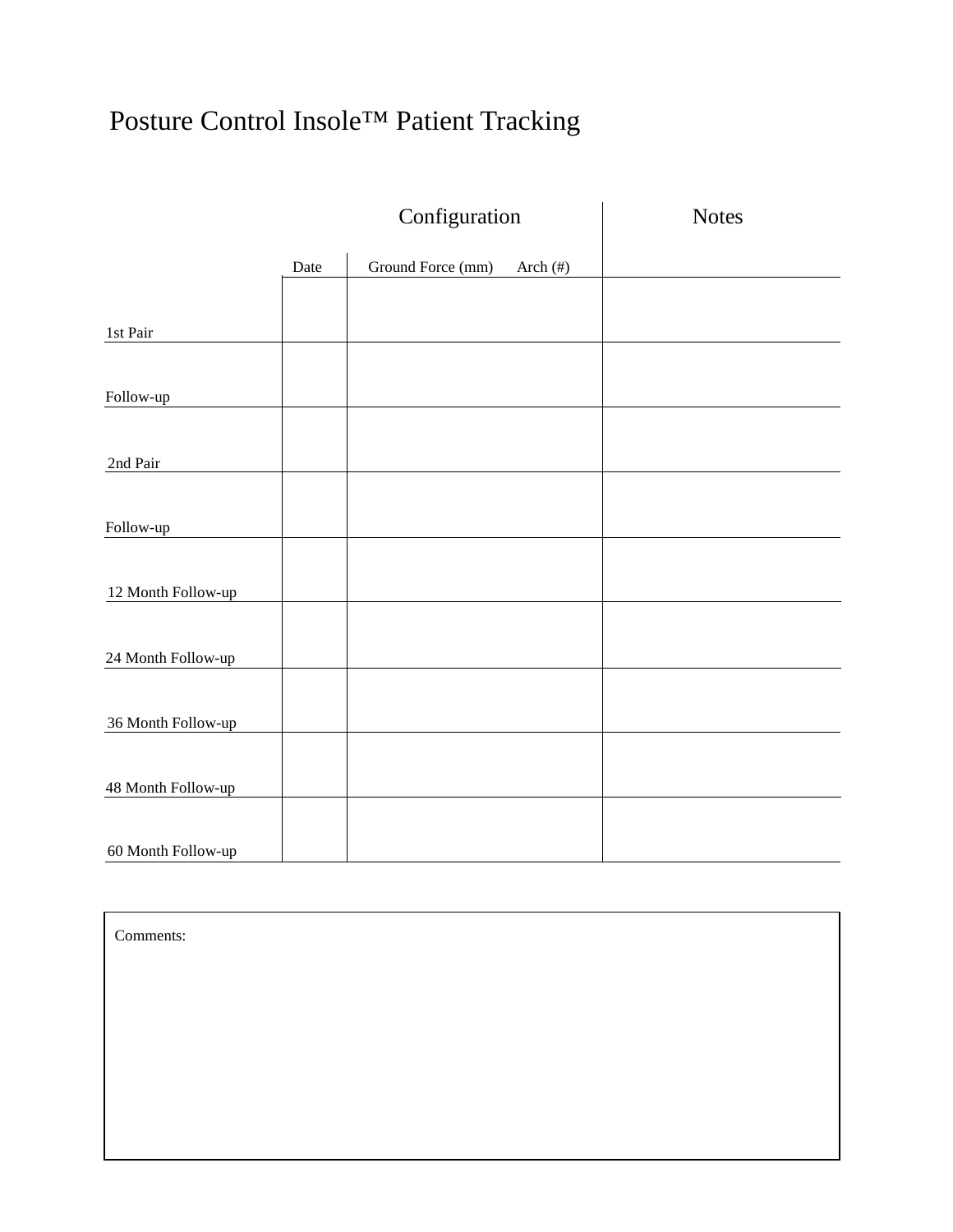# Posture Control Insole™ Patient Tracking

| | Configuration | | | Notes |
|---|---|---|---|---|
| | Date | Ground Force (mm) | Arch (#) | |
| 1st Pair | | | | |
| Follow-up | | | | |
| 2nd Pair | | | | |
| Follow-up | | | | |
| 12 Month Follow-up | | | | |
| 24 Month Follow-up | | | | |
| 36 Month Follow-up | | | | |
| 48 Month Follow-up | | | | |
| 60 Month Follow-up | | | | |

Comments: